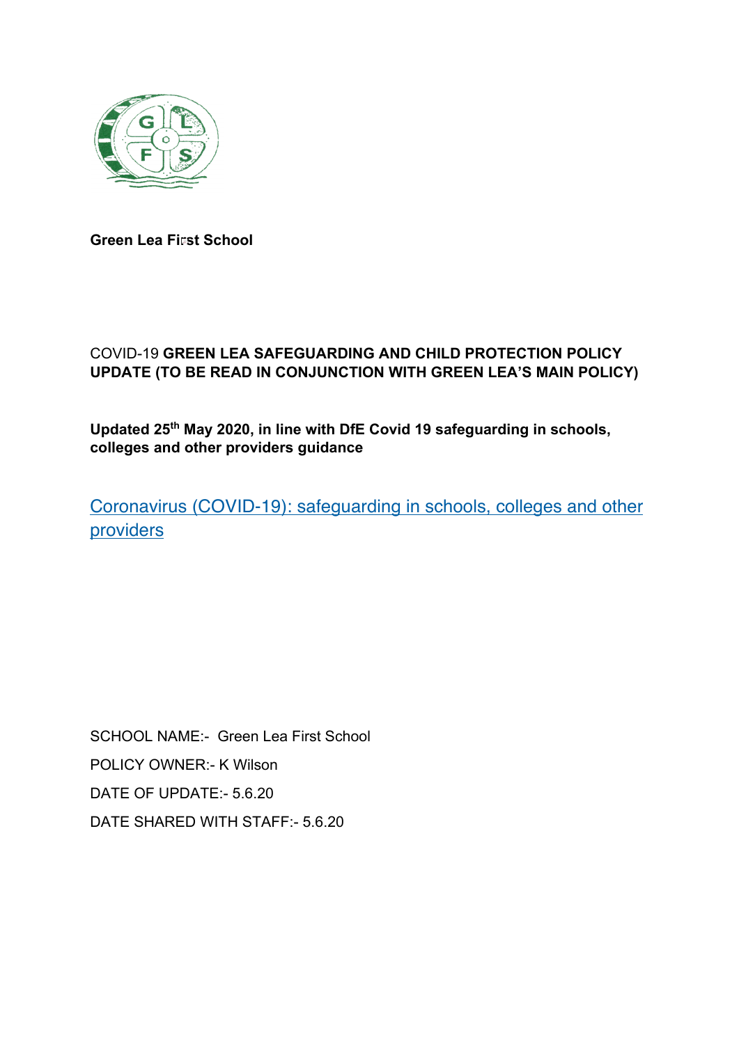**Green Lea First School**

COVID-19 **GREEN LEA SAFEGUARDING AND CHILD PROTECTION POLICY UPDATE (TO BE READ IN CONJUNCTION WITH GREEN LEA'S MAIN POLICY)**

**Updated 25th May 2020, in line with DfE Covid 19 safeguarding in schools, colleges and other providers guidance**

[Coronavirus (COVID-19): safeguarding in schools, colleges and other providers]

SCHOOL NAME:- Green Lea First School

POLICY OWNER:- K Wilson

DATE OF UPDATE:- 5.6.20

DATE SHARED WITH STAFF:- 5.6.20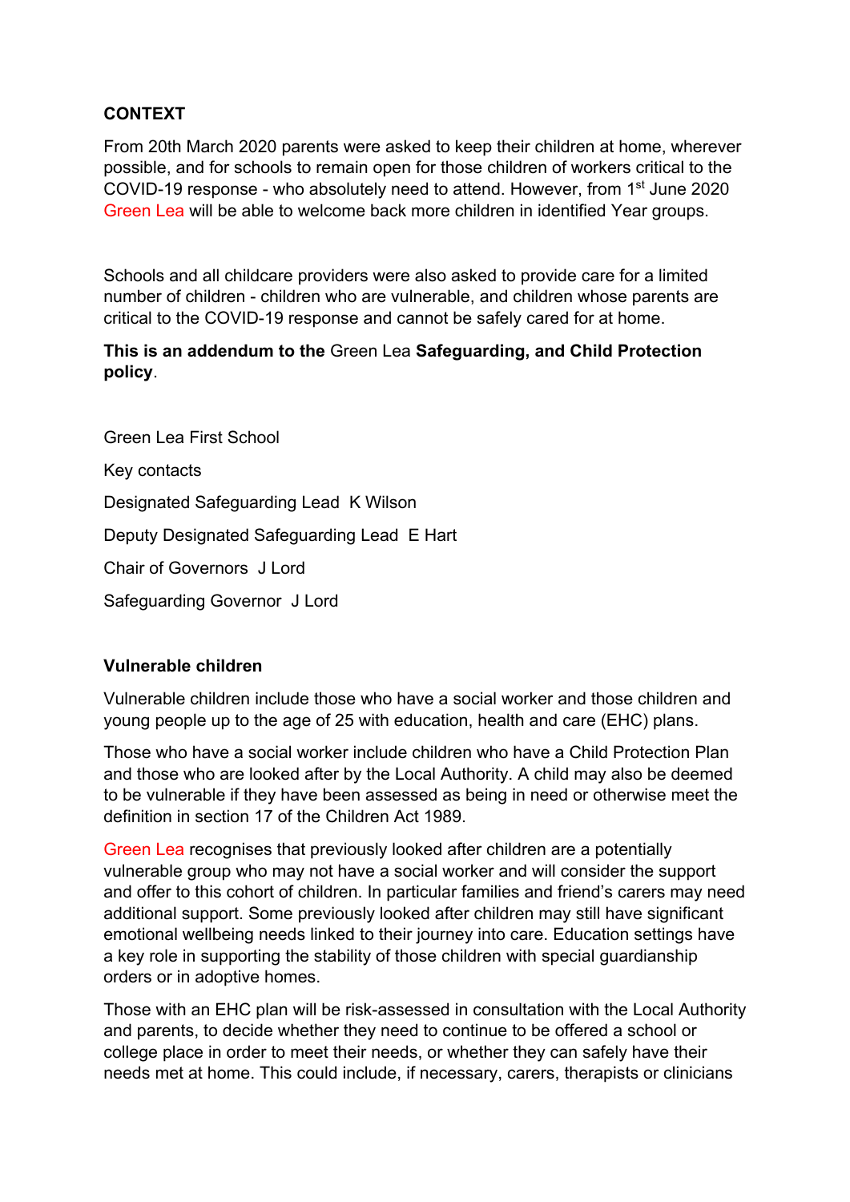**CONTEXT**

From 20th March 2020 parents were asked to keep their children at home, wherever possible, and for schools to remain open for those children of workers critical to the COVID-19 response - who absolutely need to attend. However, from 1st June 2020 Green Lea will be able to welcome back more children in identified Year groups.

Schools and all childcare providers were also asked to provide care for a limited number of children - children who are vulnerable, and children whose parents are critical to the COVID-19 response and cannot be safely cared for at home.

**This is an addendum to the** Green Lea **Safeguarding, and Child Protection policy**.

Green Lea First School

Key contacts

Designated Safeguarding Lead K Wilson

Deputy Designated Safeguarding Lead E Hart

Chair of Governors J Lord

Safeguarding Governor J Lord

**Vulnerable children**

Vulnerable children include those who have a social worker and those children and young people up to the age of 25 with education, health and care (EHC) plans.

Those who have a social worker include children who have a Child Protection Plan and those who are looked after by the Local Authority. A child may also be deemed to be vulnerable if they have been assessed as being in need or otherwise meet the definition in section 17 of the Children Act 1989.

Green Lea recognises that previously looked after children are a potentially vulnerable group who may not have a social worker and will consider the support and offer to this cohort of children. In particular families and friend's carers may need additional support. Some previously looked after children may still have significant emotional wellbeing needs linked to their journey into care. Education settings have a key role in supporting the stability of those children with special guardianship orders or in adoptive homes.

Those with an EHC plan will be risk-assessed in consultation with the Local Authority and parents, to decide whether they need to continue to be offered a school or college place in order to meet their needs, or whether they can safely have their needs met at home. This could include, if necessary, carers, therapists or clinicians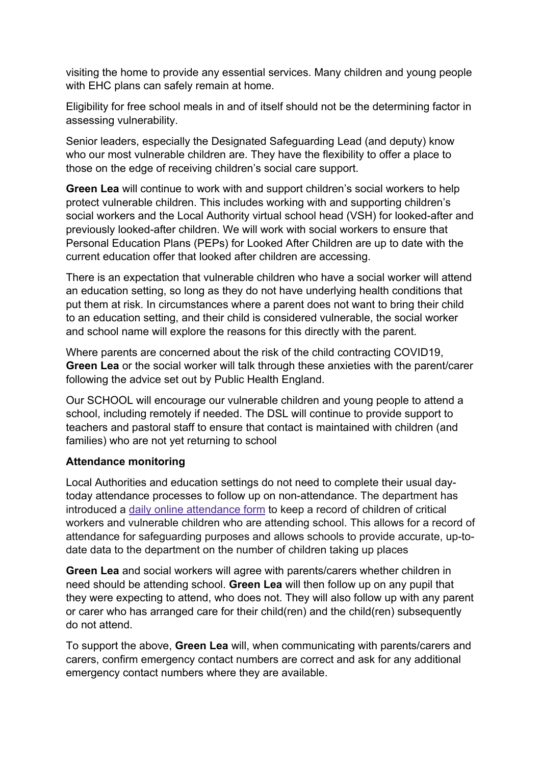visiting the home to provide any essential services. Many children and young people with EHC plans can safely remain at home.

Eligibility for free school meals in and of itself should not be the determining factor in assessing vulnerability.

Senior leaders, especially the Designated Safeguarding Lead (and deputy) know who our most vulnerable children are. They have the flexibility to offer a place to those on the edge of receiving children's social care support.

**Green Lea** will continue to work with and support children's social workers to help protect vulnerable children. This includes working with and supporting children's social workers and the Local Authority virtual school head (VSH) for looked-after and previously looked-after children. We will work with social workers to ensure that Personal Education Plans (PEPs) for Looked After Children are up to date with the current education offer that looked after children are accessing.

There is an expectation that vulnerable children who have a social worker will attend an education setting, so long as they do not have underlying health conditions that put them at risk. In circumstances where a parent does not want to bring their child to an education setting, and their child is considered vulnerable, the social worker and school name will explore the reasons for this directly with the parent.

Where parents are concerned about the risk of the child contracting COVID19, **Green Lea** or the social worker will talk through these anxieties with the parent/carer following the advice set out by Public Health England.

Our SCHOOL will encourage our vulnerable children and young people to attend a school, including remotely if needed. The DSL will continue to provide support to teachers and pastoral staff to ensure that contact is maintained with children (and families) who are not yet returning to school

**Attendance monitoring**

Local Authorities and education settings do not need to complete their usual day-today attendance processes to follow up on non-attendance. The department has introduced a daily online attendance form to keep a record of children of critical workers and vulnerable children who are attending school. This allows for a record of attendance for safeguarding purposes and allows schools to provide accurate, up-to-date data to the department on the number of children taking up places

**Green Lea** and social workers will agree with parents/carers whether children in need should be attending school. **Green Lea** will then follow up on any pupil that they were expecting to attend, who does not. They will also follow up with any parent or carer who has arranged care for their child(ren) and the child(ren) subsequently do not attend.

To support the above, **Green Lea** will, when communicating with parents/carers and carers, confirm emergency contact numbers are correct and ask for any additional emergency contact numbers where they are available.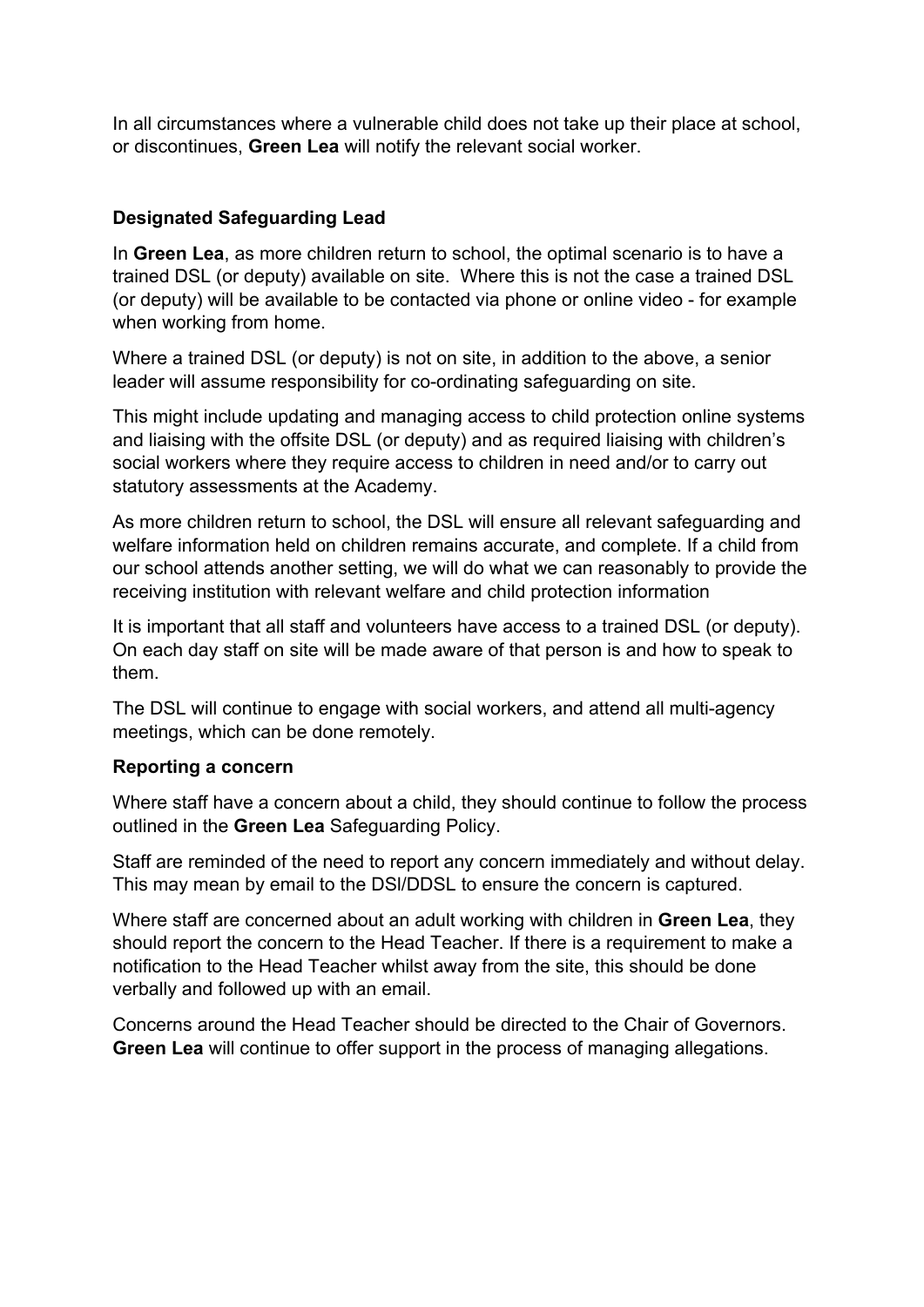In all circumstances where a vulnerable child does not take up their place at school, or discontinues, **Green Lea** will notify the relevant social worker.

**Designated Safeguarding Lead**

In **Green Lea**, as more children return to school, the optimal scenario is to have a trained DSL (or deputy) available on site. Where this is not the case a trained DSL (or deputy) will be available to be contacted via phone or online video - for example when working from home.

Where a trained DSL (or deputy) is not on site, in addition to the above, a senior leader will assume responsibility for co-ordinating safeguarding on site.

This might include updating and managing access to child protection online systems and liaising with the offsite DSL (or deputy) and as required liaising with children's social workers where they require access to children in need and/or to carry out statutory assessments at the Academy.

As more children return to school, the DSL will ensure all relevant safeguarding and welfare information held on children remains accurate, and complete. If a child from our school attends another setting, we will do what we can reasonably to provide the receiving institution with relevant welfare and child protection information

It is important that all staff and volunteers have access to a trained DSL (or deputy). On each day staff on site will be made aware of that person is and how to speak to them.

The DSL will continue to engage with social workers, and attend all multi-agency meetings, which can be done remotely.

**Reporting a concern**

Where staff have a concern about a child, they should continue to follow the process outlined in the **Green Lea** Safeguarding Policy.

Staff are reminded of the need to report any concern immediately and without delay. This may mean by email to the DSl/DDSL to ensure the concern is captured.

Where staff are concerned about an adult working with children in **Green Lea**, they should report the concern to the Head Teacher. If there is a requirement to make a notification to the Head Teacher whilst away from the site, this should be done verbally and followed up with an email.

Concerns around the Head Teacher should be directed to the Chair of Governors. **Green Lea** will continue to offer support in the process of managing allegations.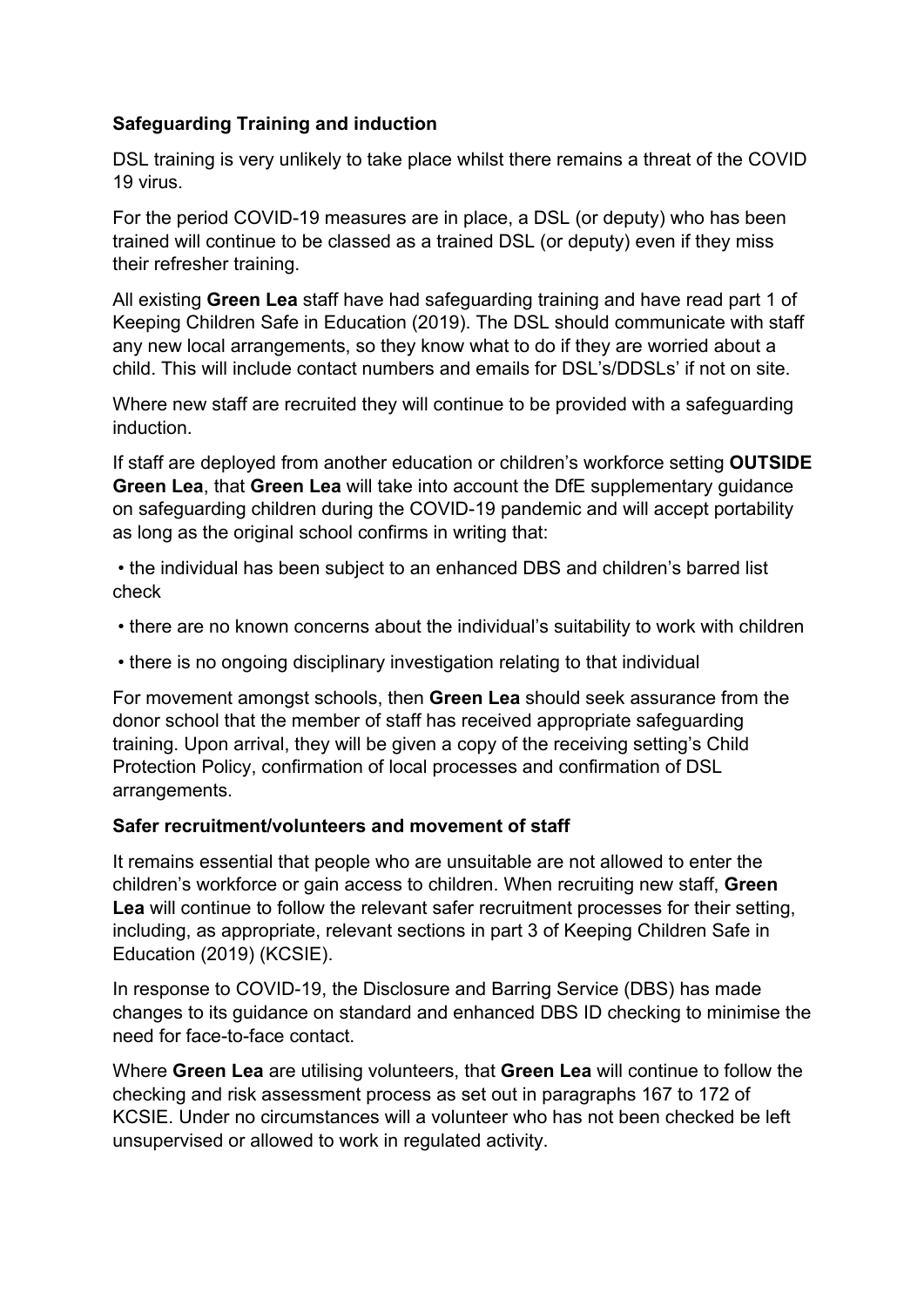**Safeguarding Training and induction**

DSL training is very unlikely to take place whilst there remains a threat of the COVID 19 virus.

For the period COVID-19 measures are in place, a DSL (or deputy) who has been trained will continue to be classed as a trained DSL (or deputy) even if they miss their refresher training.

All existing **Green Lea** staff have had safeguarding training and have read part 1 of Keeping Children Safe in Education (2019). The DSL should communicate with staff any new local arrangements, so they know what to do if they are worried about a child. This will include contact numbers and emails for DSL's/DDSLs' if not on site.

Where new staff are recruited they will continue to be provided with a safeguarding induction.

If staff are deployed from another education or children's workforce setting **OUTSIDE Green Lea**, that **Green Lea** will take into account the DfE supplementary guidance on safeguarding children during the COVID-19 pandemic and will accept portability as long as the original school confirms in writing that:

- the individual has been subject to an enhanced DBS and children's barred list check
- there are no known concerns about the individual's suitability to work with children
- there is no ongoing disciplinary investigation relating to that individual

For movement amongst schools, then **Green Lea** should seek assurance from the donor school that the member of staff has received appropriate safeguarding training. Upon arrival, they will be given a copy of the receiving setting's Child Protection Policy, confirmation of local processes and confirmation of DSL arrangements.

**Safer recruitment/volunteers and movement of staff**

It remains essential that people who are unsuitable are not allowed to enter the children's workforce or gain access to children. When recruiting new staff, **Green Lea** will continue to follow the relevant safer recruitment processes for their setting, including, as appropriate, relevant sections in part 3 of Keeping Children Safe in Education (2019) (KCSIE).

In response to COVID-19, the Disclosure and Barring Service (DBS) has made changes to its guidance on standard and enhanced DBS ID checking to minimise the need for face-to-face contact.

Where **Green Lea** are utilising volunteers, that **Green Lea** will continue to follow the checking and risk assessment process as set out in paragraphs 167 to 172 of KCSIE. Under no circumstances will a volunteer who has not been checked be left unsupervised or allowed to work in regulated activity.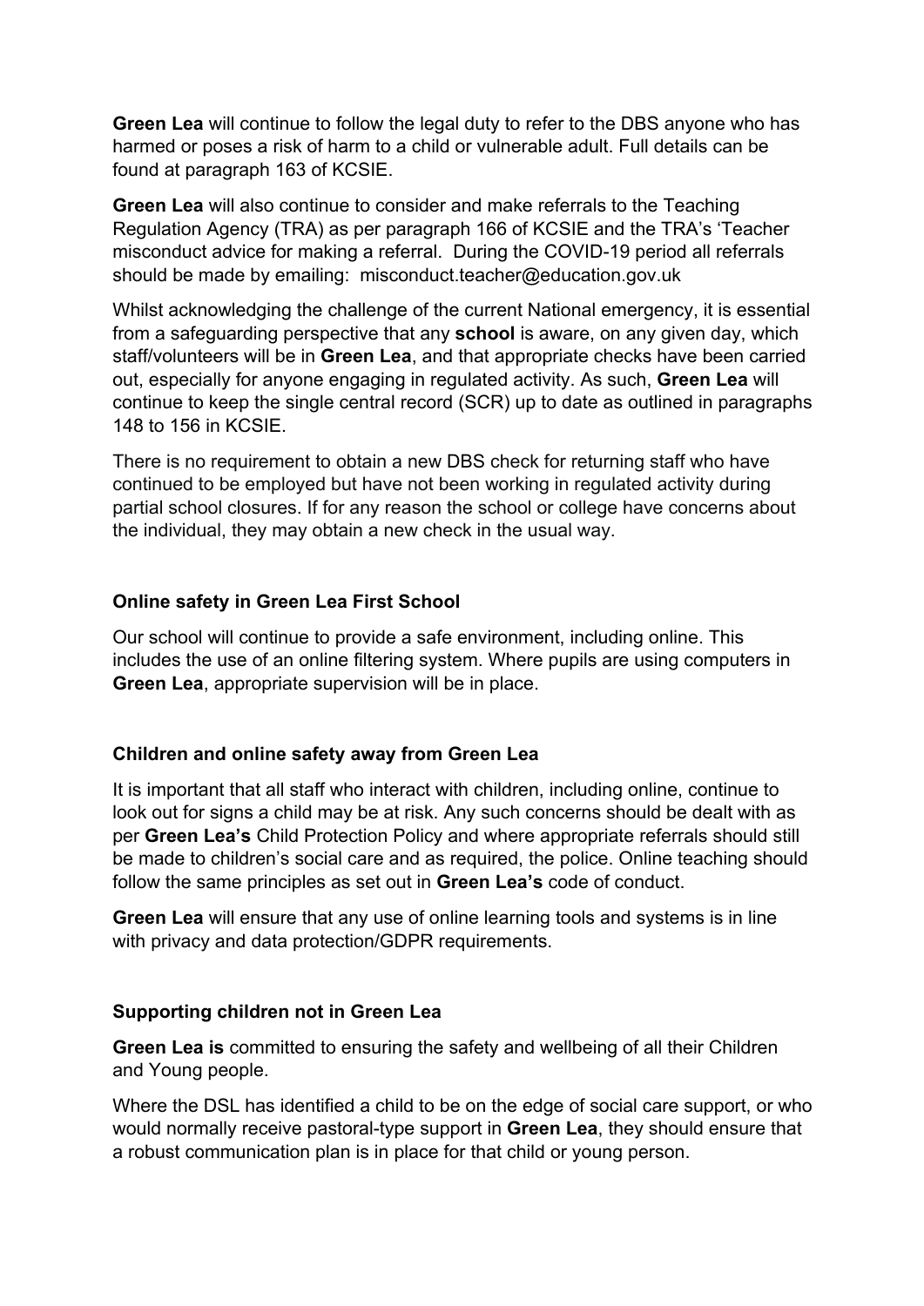**Green Lea** will continue to follow the legal duty to refer to the DBS anyone who has harmed or poses a risk of harm to a child or vulnerable adult. Full details can be found at paragraph 163 of KCSIE.

**Green Lea** will also continue to consider and make referrals to the Teaching Regulation Agency (TRA) as per paragraph 166 of KCSIE and the TRA's 'Teacher misconduct advice for making a referral. During the COVID-19 period all referrals should be made by emailing: misconduct.teacher@education.gov.uk

Whilst acknowledging the challenge of the current National emergency, it is essential from a safeguarding perspective that any **school** is aware, on any given day, which staff/volunteers will be in **Green Lea**, and that appropriate checks have been carried out, especially for anyone engaging in regulated activity. As such, **Green Lea** will continue to keep the single central record (SCR) up to date as outlined in paragraphs 148 to 156 in KCSIE.

There is no requirement to obtain a new DBS check for returning staff who have continued to be employed but have not been working in regulated activity during partial school closures. If for any reason the school or college have concerns about the individual, they may obtain a new check in the usual way.

### Online safety in Green Lea First School

Our school will continue to provide a safe environment, including online. This includes the use of an online filtering system. Where pupils are using computers in **Green Lea**, appropriate supervision will be in place.

### Children and online safety away from Green Lea

It is important that all staff who interact with children, including online, continue to look out for signs a child may be at risk. Any such concerns should be dealt with as per **Green Lea's** Child Protection Policy and where appropriate referrals should still be made to children's social care and as required, the police. Online teaching should follow the same principles as set out in **Green Lea's** code of conduct.

**Green Lea** will ensure that any use of online learning tools and systems is in line with privacy and data protection/GDPR requirements.

### Supporting children not in Green Lea

**Green Lea is** committed to ensuring the safety and wellbeing of all their Children and Young people.

Where the DSL has identified a child to be on the edge of social care support, or who would normally receive pastoral-type support in **Green Lea**, they should ensure that a robust communication plan is in place for that child or young person.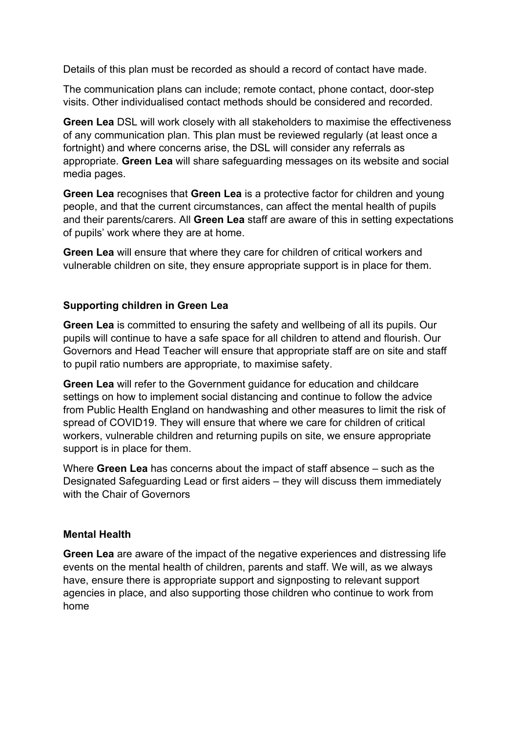Details of this plan must be recorded as should a record of contact have made.

The communication plans can include; remote contact, phone contact, door-step visits. Other individualised contact methods should be considered and recorded.

**Green Lea** DSL will work closely with all stakeholders to maximise the effectiveness of any communication plan. This plan must be reviewed regularly (at least once a fortnight) and where concerns arise, the DSL will consider any referrals as appropriate. **Green Lea** will share safeguarding messages on its website and social media pages.

**Green Lea** recognises that **Green Lea** is a protective factor for children and young people, and that the current circumstances, can affect the mental health of pupils and their parents/carers. All **Green Lea** staff are aware of this in setting expectations of pupils' work where they are at home.

**Green Lea** will ensure that where they care for children of critical workers and vulnerable children on site, they ensure appropriate support is in place for them.

**Supporting children in Green Lea**

**Green Lea** is committed to ensuring the safety and wellbeing of all its pupils. Our pupils will continue to have a safe space for all children to attend and flourish. Our Governors and Head Teacher will ensure that appropriate staff are on site and staff to pupil ratio numbers are appropriate, to maximise safety.

**Green Lea** will refer to the Government guidance for education and childcare settings on how to implement social distancing and continue to follow the advice from Public Health England on handwashing and other measures to limit the risk of spread of COVID19. They will ensure that where we care for children of critical workers, vulnerable children and returning pupils on site, we ensure appropriate support is in place for them.

Where **Green Lea** has concerns about the impact of staff absence – such as the Designated Safeguarding Lead or first aiders – they will discuss them immediately with the Chair of Governors

**Mental Health**

**Green Lea** are aware of the impact of the negative experiences and distressing life events on the mental health of children, parents and staff. We will, as we always have, ensure there is appropriate support and signposting to relevant support agencies in place, and also supporting those children who continue to work from home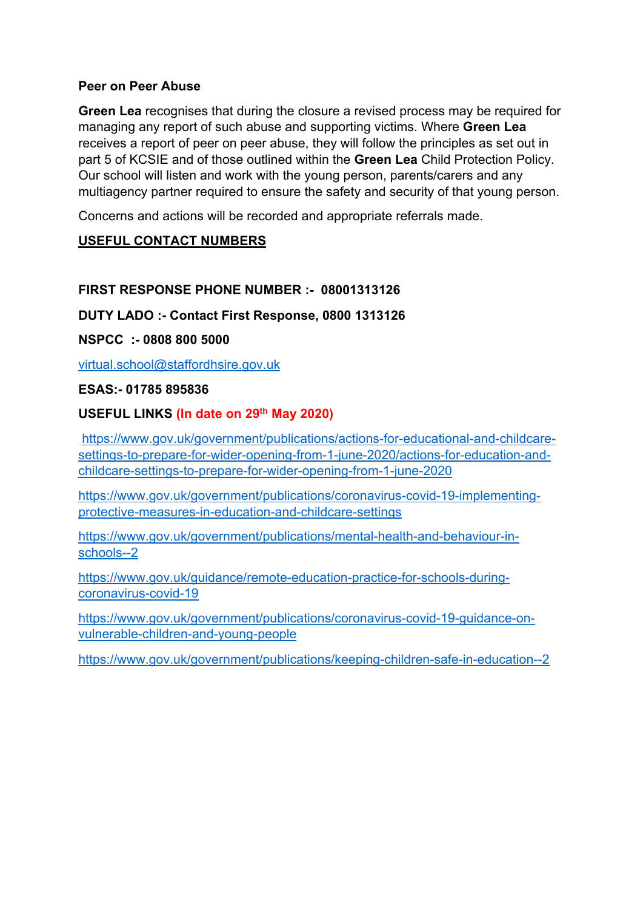**Peer on Peer Abuse**

**Green Lea** recognises that during the closure a revised process may be required for managing any report of such abuse and supporting victims. Where **Green Lea** receives a report of peer on peer abuse, they will follow the principles as set out in part 5 of KCSIE and of those outlined within the **Green Lea** Child Protection Policy. Our school will listen and work with the young person, parents/carers and any multiagency partner required to ensure the safety and security of that young person.

Concerns and actions will be recorded and appropriate referrals made.

**USEFUL CONTACT NUMBERS**

**FIRST RESPONSE PHONE NUMBER :- 08001313126**

**DUTY LADO :- Contact First Response, 0800 1313126**

**NSPCC :- 0808 800 5000**

virtual.school@staffordhsire.gov.uk

**ESAS:- 01785 895836**

**USEFUL LINKS (In date on 29th May 2020)**

https://www.gov.uk/government/publications/actions-for-educational-and-childcare-settings-to-prepare-for-wider-opening-from-1-june-2020/actions-for-education-and-childcare-settings-to-prepare-for-wider-opening-from-1-june-2020

https://www.gov.uk/government/publications/coronavirus-covid-19-implementing-protective-measures-in-education-and-childcare-settings

https://www.gov.uk/government/publications/mental-health-and-behaviour-in-schools--2

https://www.gov.uk/guidance/remote-education-practice-for-schools-during-coronavirus-covid-19

https://www.gov.uk/government/publications/coronavirus-covid-19-guidance-on-vulnerable-children-and-young-people

https://www.gov.uk/government/publications/keeping-children-safe-in-education--2